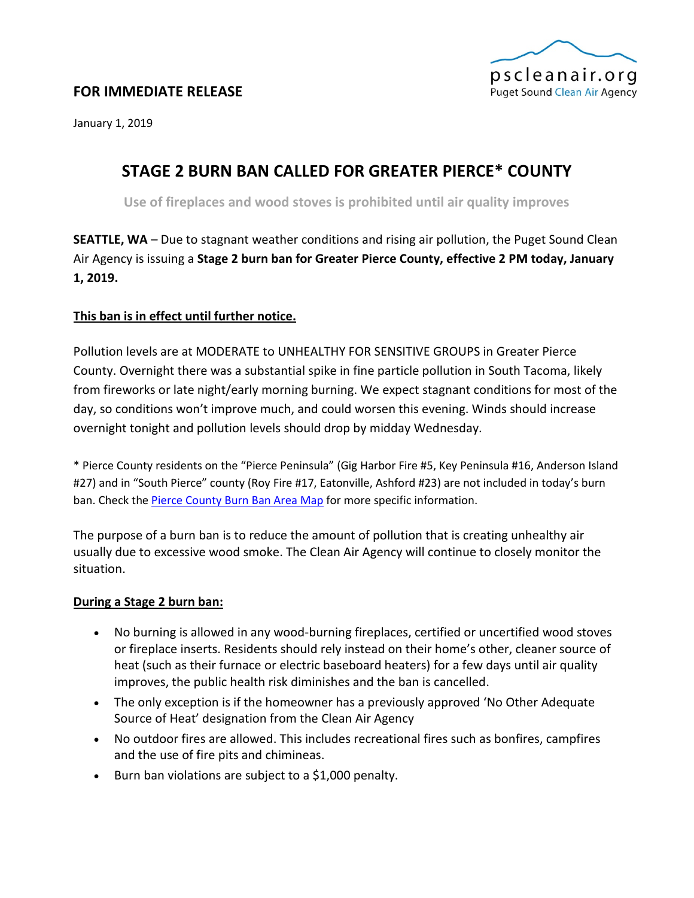**FOR IMMEDIATE RELEASE**

pscleanair.org
Puget Sound Clean Air Agency

January 1, 2019

# STAGE 2 BURN BAN CALLED FOR GREATER PIERCE* COUNTY

**Use of fireplaces and wood stoves is prohibited until air quality improves**

**SEATTLE, WA** – Due to stagnant weather conditions and rising air pollution, the Puget Sound Clean Air Agency is issuing a **Stage 2 burn ban for Greater Pierce County, effective 2 PM today, January 1, 2019.**

**This ban is in effect until further notice.**

Pollution levels are at MODERATE to UNHEALTHY FOR SENSITIVE GROUPS in Greater Pierce County. Overnight there was a substantial spike in fine particle pollution in South Tacoma, likely from fireworks or late night/early morning burning. We expect stagnant conditions for most of the day, so conditions won't improve much, and could worsen this evening. Winds should increase overnight tonight and pollution levels should drop by midday Wednesday.

* Pierce County residents on the "Pierce Peninsula" (Gig Harbor Fire #5, Key Peninsula #16, Anderson Island #27) and in "South Pierce" county (Roy Fire #17, Eatonville, Ashford #23) are not included in today's burn ban. Check the Pierce County Burn Ban Area Map for more specific information.

The purpose of a burn ban is to reduce the amount of pollution that is creating unhealthy air usually due to excessive wood smoke. The Clean Air Agency will continue to closely monitor the situation.

**During a Stage 2 burn ban:**

- No burning is allowed in any wood-burning fireplaces, certified or uncertified wood stoves or fireplace inserts. Residents should rely instead on their home's other, cleaner source of heat (such as their furnace or electric baseboard heaters) for a few days until air quality improves, the public health risk diminishes and the ban is cancelled.
- The only exception is if the homeowner has a previously approved 'No Other Adequate Source of Heat' designation from the Clean Air Agency
- No outdoor fires are allowed. This includes recreational fires such as bonfires, campfires and the use of fire pits and chimineas.
- Burn ban violations are subject to a $1,000 penalty.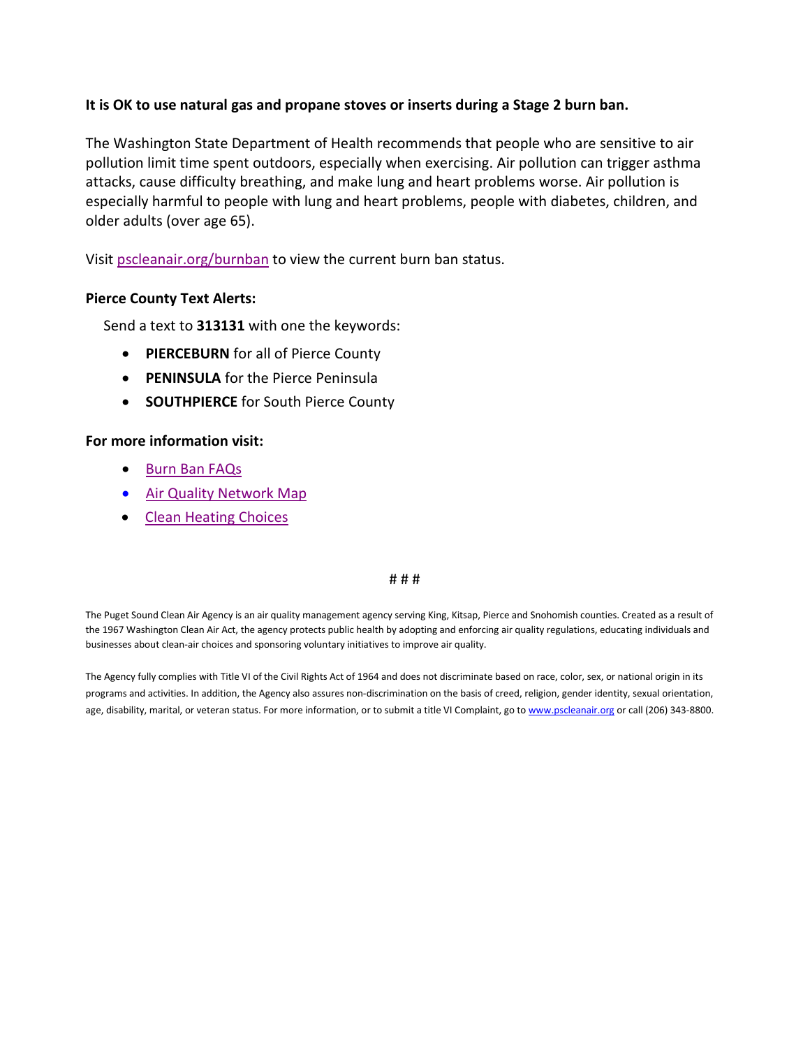**It is OK to use natural gas and propane stoves or inserts during a Stage 2 burn ban.**

The Washington State Department of Health recommends that people who are sensitive to air pollution limit time spent outdoors, especially when exercising. Air pollution can trigger asthma attacks, cause difficulty breathing, and make lung and heart problems worse. Air pollution is especially harmful to people with lung and heart problems, people with diabetes, children, and older adults (over age 65).

Visit pscleanair.org/burnban to view the current burn ban status.

**Pierce County Text Alerts:**

Send a text to **313131** with one the keywords:

- **PIERCEBURN** for all of Pierce County
- **PENINSULA** for the Pierce Peninsula
- **SOUTHPIERCE** for South Pierce County

**For more information visit:**

- Burn Ban FAQs
- Air Quality Network Map
- Clean Heating Choices

# # #

The Puget Sound Clean Air Agency is an air quality management agency serving King, Kitsap, Pierce and Snohomish counties. Created as a result of the 1967 Washington Clean Air Act, the agency protects public health by adopting and enforcing air quality regulations, educating individuals and businesses about clean-air choices and sponsoring voluntary initiatives to improve air quality.

The Agency fully complies with Title VI of the Civil Rights Act of 1964 and does not discriminate based on race, color, sex, or national origin in its programs and activities. In addition, the Agency also assures non-discrimination on the basis of creed, religion, gender identity, sexual orientation, age, disability, marital, or veteran status. For more information, or to submit a title VI Complaint, go to www.pscleanair.org or call (206) 343-8800.